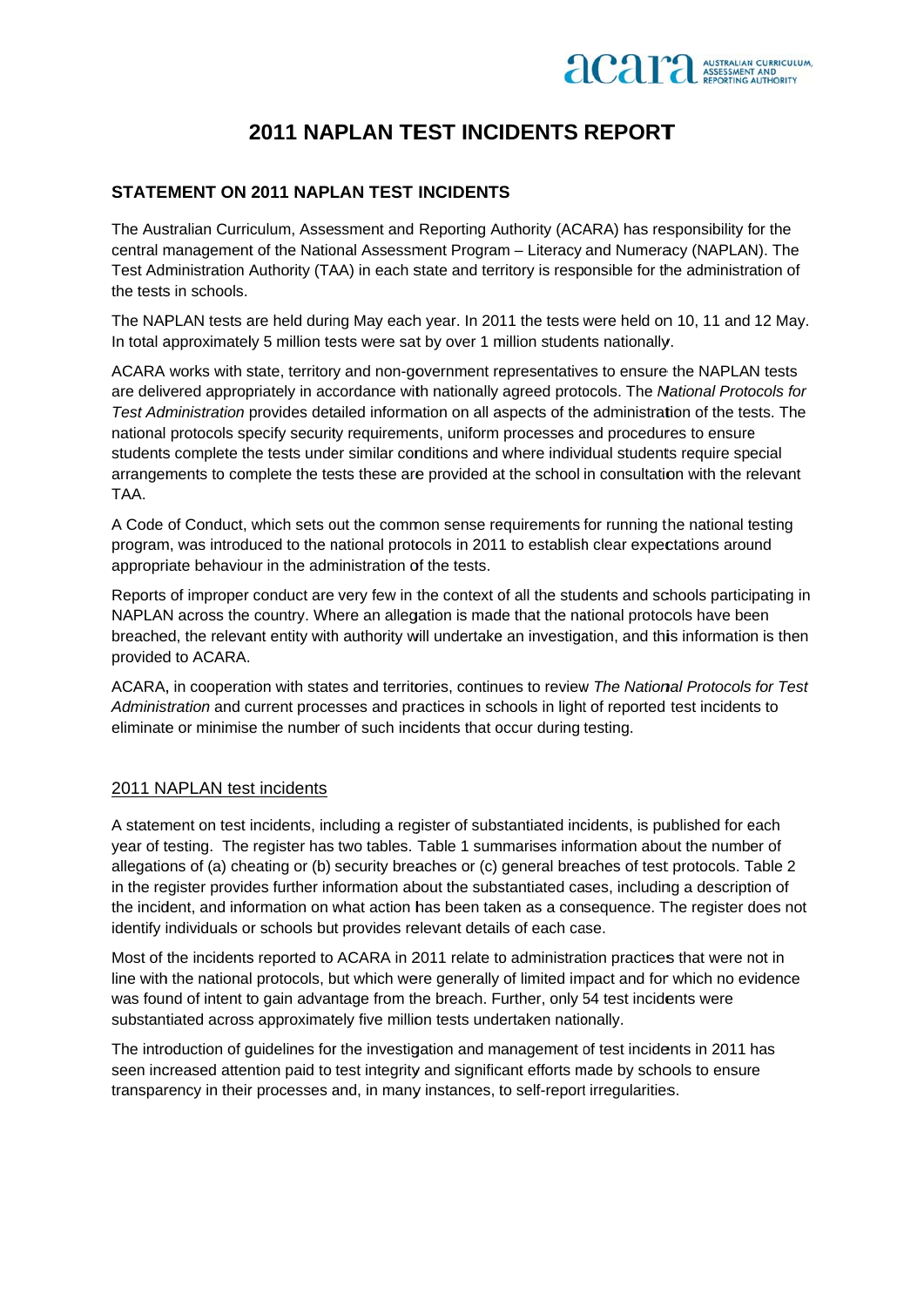# 2011 NAPLAN TEST INCIDENTS REPORT

## STATEMENT ON 2011 NAPLAN TEST INCIDENTS

The Australian Curriculum, Assessment and Reporting Authority (ACARA) has responsibility for the central management of the National Assessment Program – Literacy and Numeracy (NAPLAN). The Test Administration Authority (TAA) in each state and territory is responsible for the administration of the tests in schools.

The NAPLAN tests are held during May each year. In 2011 the tests were held on 10, 11 and 12 May. In total approximately 5 million tests were sat by over 1 million students nationally.

ACARA works with state, territory and non-government representatives to ensure the NAPLAN tests are delivered appropriately in accordance with nationally agreed protocols. The *National Protocols for Test Administration* provides detailed information on all aspects of the administration of the tests. The national protocols specify security requirements, uniform processes and procedures to ensure students complete the tests under similar conditions and where individual students require special arrangements to complete the tests these are provided at the school in consultation with the relevant TAA.

A Code of Conduct, which sets out the common sense requirements for running the national testing program, was introduced to the national protocols in 2011 to establish clear expectations around appropriate behaviour in the administration of the tests.

Reports of improper conduct are very few in the context of all the students and schools participating in NAPLAN across the country. Where an allegation is made that the national protocols have been breached, the relevant entity with authority will undertake an investigation, and this information is then provided to ACARA.

ACARA, in cooperation with states and territories, continues to review *The National Protocols for Test Administration* and current processes and practices in schools in light of reported test incidents to eliminate or minimise the number of such incidents that occur during testing.

### 2011 NAPLAN test incidents

A statement on test incidents, including a register of substantiated incidents, is published for each year of testing. The register has two tables. Table 1 summarises information about the number of allegations of (a) cheating or (b) security breaches or (c) general breaches of test protocols. Table 2 in the register provides further information about the substantiated cases, including a description of the incident, and information on what action has been taken as a consequence. The register does not identify individuals or schools but provides relevant details of each case.

Most of the incidents reported to ACARA in 2011 relate to administration practices that were not in line with the national protocols, but which were generally of limited impact and for which no evidence was found of intent to gain advantage from the breach. Further, only 54 test incidents were substantiated across approximately five million tests undertaken nationally.

The introduction of guidelines for the investigation and management of test incidents in 2011 has seen increased attention paid to test integrity and significant efforts made by schools to ensure transparency in their processes and, in many instances, to self-report irregularities.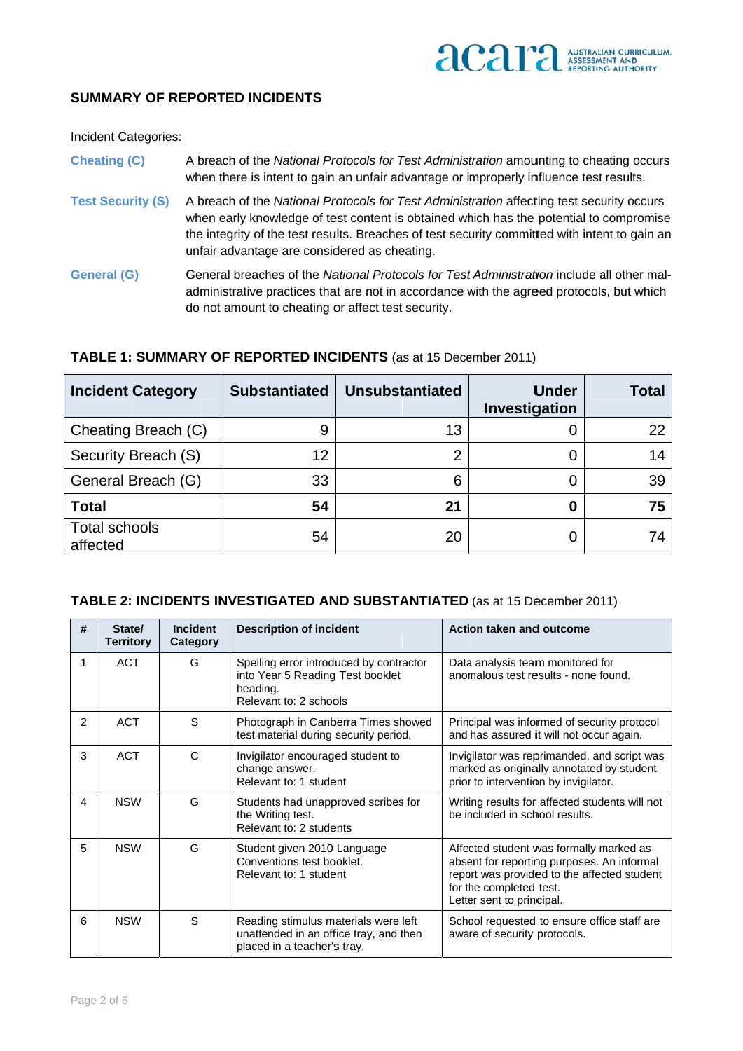## SUMMARY OF REPORTED INCIDENTS

Incident Categories:

**Cheating (C)** A breach of the *National Protocols for Test Administration* amounting to cheating occurs when there is intent to gain an unfair advantage or improperly influence test results.

**Test Security (S)** A breach of the *National Protocols for Test Administration* affecting test security occurs when early knowledge of test content is obtained which has the potential to compromise the integrity of the test results. Breaches of test security committed with intent to gain an unfair advantage are considered as cheating.

**General (G)** General breaches of the *National Protocols for Test Administration* include all other mal-administrative practices that are not in accordance with the agreed protocols, but which do not amount to cheating or affect test security.

### TABLE 1: SUMMARY OF REPORTED INCIDENTS (as at 15 December 2011)

| Incident Category | Substantiated | Unsubstantiated | Under Investigation | Total |
|---|---|---|---|---|
| Cheating Breach (C) | 9 | 13 | 0 | 22 |
| Security Breach (S) | 12 | 2 | 0 | 14 |
| General Breach (G) | 33 | 6 | 0 | 39 |
| **Total** | **54** | **21** | **0** | **75** |
| Total schools affected | 54 | 20 | 0 | 74 |

### TABLE 2: INCIDENTS INVESTIGATED AND SUBSTANTIATED (as at 15 December 2011)

| # | State/ Territory | Incident Category | Description of incident | Action taken and outcome |
|---|---|---|---|---|
| 1 | ACT | G | Spelling error introduced by contractor into Year 5 Reading Test booklet heading.<br>Relevant to: 2 schools | Data analysis team monitored for anomalous test results - none found. |
| 2 | ACT | S | Photograph in Canberra Times showed test material during security period. | Principal was informed of security protocol and has assured it will not occur again. |
| 3 | ACT | C | Invigilator encouraged student to change answer.<br>Relevant to: 1 student | Invigilator was reprimanded, and script was marked as originally annotated by student prior to intervention by invigilator. |
| 4 | NSW | G | Students had unapproved scribes for the Writing test.<br>Relevant to: 2 students | Writing results for affected students will not be included in school results. |
| 5 | NSW | G | Student given 2010 Language Conventions test booklet.<br>Relevant to: 1 student | Affected student was formally marked as absent for reporting purposes. An informal report was provided to the affected student for the completed test.<br>Letter sent to principal. |
| 6 | NSW | S | Reading stimulus materials were left unattended in an office tray, and then placed in a teacher's tray. | School requested to ensure office staff are aware of security protocols. |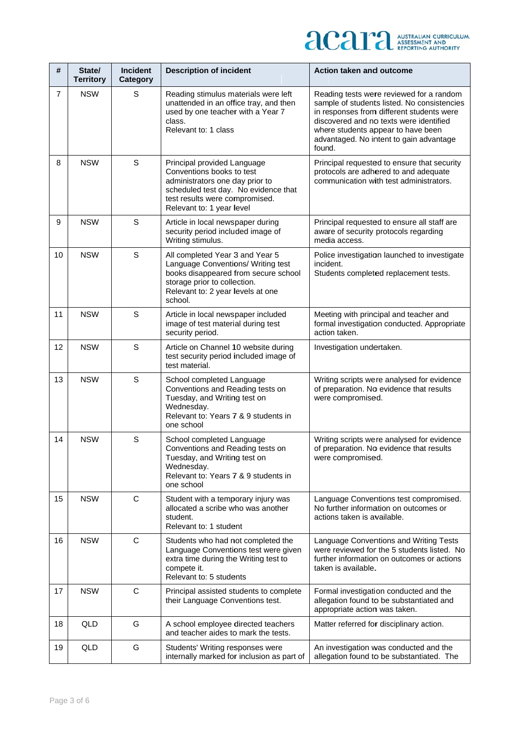| # | State/ Territory | Incident Category | Description of incident | Action taken and outcome |
|---|---|---|---|---|
| 7 | NSW | S | Reading stimulus materials were left unattended in an office tray, and then used by one teacher with a Year 7 class.<br>Relevant to: 1 class | Reading tests were reviewed for a random sample of students listed. No consistencies in responses from different students were discovered and no texts were identified where students appear to have been advantaged. No intent to gain advantage found. |
| 8 | NSW | S | Principal provided Language Conventions books to test administrators one day prior to scheduled test day. No evidence that test results were compromised.<br>Relevant to: 1 year level | Principal requested to ensure that security protocols are adhered to and adequate communication with test administrators. |
| 9 | NSW | S | Article in local newspaper during security period included image of Writing stimulus. | Principal requested to ensure all staff are aware of security protocols regarding media access. |
| 10 | NSW | S | All completed Year 3 and Year 5 Language Conventions/ Writing test books disappeared from secure school storage prior to collection.<br>Relevant to: 2 year levels at one school. | Police investigation launched to investigate incident.<br>Students completed replacement tests. |
| 11 | NSW | S | Article in local newspaper included image of test material during test security period. | Meeting with principal and teacher and formal investigation conducted. Appropriate action taken. |
| 12 | NSW | S | Article on Channel 10 website during test security period included image of test material. | Investigation undertaken. |
| 13 | NSW | S | School completed Language Conventions and Reading tests on Tuesday, and Writing test on Wednesday.<br>Relevant to: Years 7 & 9 students in one school | Writing scripts were analysed for evidence of preparation. No evidence that results were compromised. |
| 14 | NSW | S | School completed Language Conventions and Reading tests on Tuesday, and Writing test on Wednesday.<br>Relevant to: Years 7 & 9 students in one school | Writing scripts were analysed for evidence of preparation. No evidence that results were compromised. |
| 15 | NSW | C | Student with a temporary injury was allocated a scribe who was another student.<br>Relevant to: 1 student | Language Conventions test compromised. No further information on outcomes or actions taken is available. |
| 16 | NSW | C | Students who had not completed the Language Conventions test were given extra time during the Writing test to compete it.<br>Relevant to: 5 students | Language Conventions and Writing Tests were reviewed for the 5 students listed. No further information on outcomes or actions taken is available. |
| 17 | NSW | C | Principal assisted students to complete their Language Conventions test. | Formal investigation conducted and the allegation found to be substantiated and appropriate action was taken. |
| 18 | QLD | G | A school employee directed teachers and teacher aides to mark the tests. | Matter referred for disciplinary action. |
| 19 | QLD | G | Students' Writing responses were internally marked for inclusion as part of | An investigation was conducted and the allegation found to be substantiated. The |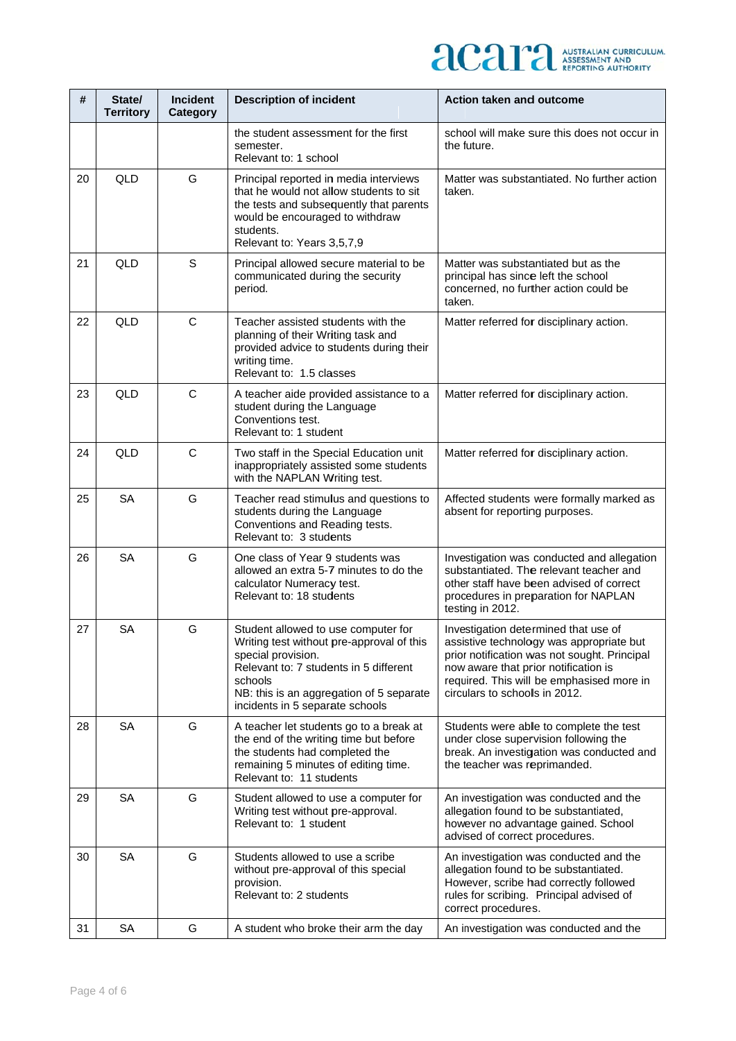| # | State/ Territory | Incident Category | Description of incident | Action taken and outcome |
|---|---|---|---|---|
| | | | the student assessment for the first semester.<br>Relevant to: 1 school | school will make sure this does not occur in the future. |
| 20 | QLD | G | Principal reported in media interviews that he would not allow students to sit the tests and subsequently that parents would be encouraged to withdraw students.<br>Relevant to: Years 3,5,7,9 | Matter was substantiated. No further action taken. |
| 21 | QLD | S | Principal allowed secure material to be communicated during the security period. | Matter was substantiated but as the principal has since left the school concerned, no further action could be taken. |
| 22 | QLD | C | Teacher assisted students with the planning of their Writing task and provided advice to students during their writing time.<br>Relevant to: 1.5 classes | Matter referred for disciplinary action. |
| 23 | QLD | C | A teacher aide provided assistance to a student during the Language Conventions test.<br>Relevant to: 1 student | Matter referred for disciplinary action. |
| 24 | QLD | C | Two staff in the Special Education unit inappropriately assisted some students with the NAPLAN Writing test. | Matter referred for disciplinary action. |
| 25 | SA | G | Teacher read stimulus and questions to students during the Language Conventions and Reading tests.<br>Relevant to: 3 students | Affected students were formally marked as absent for reporting purposes. |
| 26 | SA | G | One class of Year 9 students was allowed an extra 5-7 minutes to do the calculator Numeracy test.<br>Relevant to: 18 students | Investigation was conducted and allegation substantiated. The relevant teacher and other staff have been advised of correct procedures in preparation for NAPLAN testing in 2012. |
| 27 | SA | G | Student allowed to use computer for Writing test without pre-approval of this special provision.<br>Relevant to: 7 students in 5 different schools<br>NB: this is an aggregation of 5 separate incidents in 5 separate schools | Investigation determined that use of assistive technology was appropriate but prior notification was not sought. Principal now aware that prior notification is required. This will be emphasised more in circulars to schools in 2012. |
| 28 | SA | G | A teacher let students go to a break at the end of the writing time but before the students had completed the remaining 5 minutes of editing time.<br>Relevant to: 11 students | Students were able to complete the test under close supervision following the break. An investigation was conducted and the teacher was reprimanded. |
| 29 | SA | G | Student allowed to use a computer for Writing test without pre-approval.<br>Relevant to: 1 student | An investigation was conducted and the allegation found to be substantiated, however no advantage gained. School advised of correct procedures. |
| 30 | SA | G | Students allowed to use a scribe without pre-approval of this special provision.<br>Relevant to: 2 students | An investigation was conducted and the allegation found to be substantiated. However, scribe had correctly followed rules for scribing. Principal advised of correct procedures. |
| 31 | SA | G | A student who broke their arm the day | An investigation was conducted and the |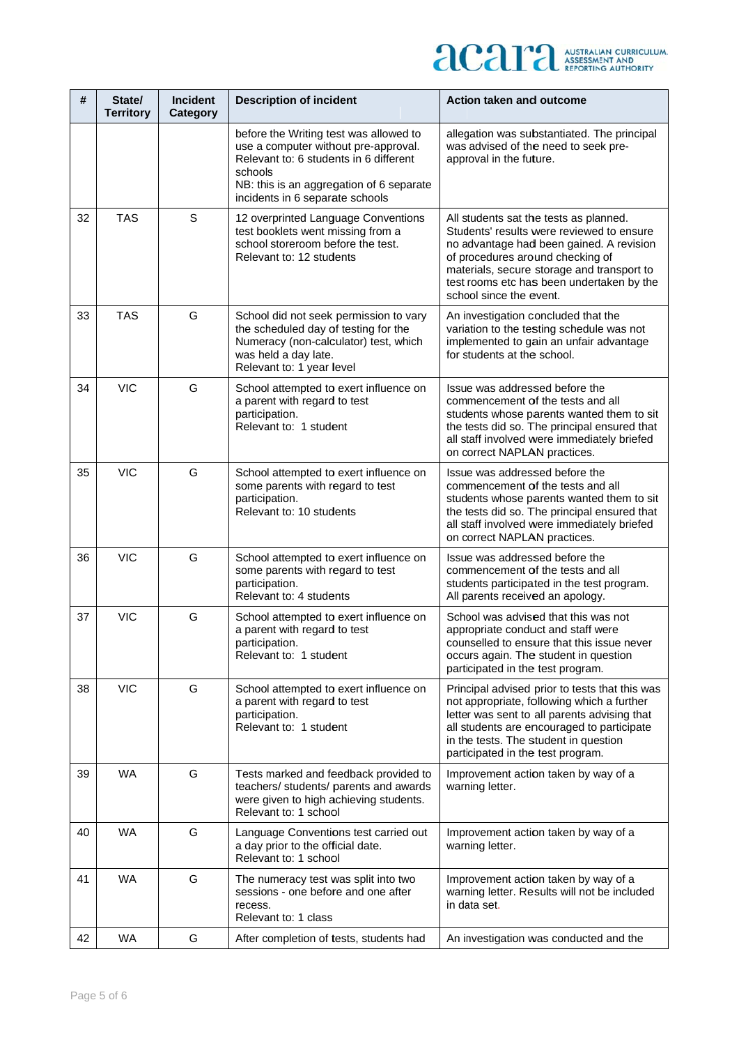| # | State/ Territory | Incident Category | Description of incident | Action taken and outcome |
|---|---|---|---|---|
| | | | before the Writing test was allowed to use a computer without pre-approval. Relevant to: 6 students in 6 different schools NB: this is an aggregation of 6 separate incidents in 6 separate schools | allegation was substantiated. The principal was advised of the need to seek pre-approval in the future. |
| 32 | TAS | S | 12 overprinted Language Conventions test booklets went missing from a school storeroom before the test. Relevant to: 12 students | All students sat the tests as planned. Students' results were reviewed to ensure no advantage had been gained. A revision of procedures around checking of materials, secure storage and transport to test rooms etc has been undertaken by the school since the event. |
| 33 | TAS | G | School did not seek permission to vary the scheduled day of testing for the Numeracy (non-calculator) test, which was held a day late. Relevant to: 1 year level | An investigation concluded that the variation to the testing schedule was not implemented to gain an unfair advantage for students at the school. |
| 34 | VIC | G | School attempted to exert influence on a parent with regard to test participation. Relevant to: 1 student | Issue was addressed before the commencement of the tests and all students whose parents wanted them to sit the tests did so. The principal ensured that all staff involved were immediately briefed on correct NAPLAN practices. |
| 35 | VIC | G | School attempted to exert influence on some parents with regard to test participation. Relevant to: 10 students | Issue was addressed before the commencement of the tests and all students whose parents wanted them to sit the tests did so. The principal ensured that all staff involved were immediately briefed on correct NAPLAN practices. |
| 36 | VIC | G | School attempted to exert influence on some parents with regard to test participation. Relevant to: 4 students | Issue was addressed before the commencement of the tests and all students participated in the test program. All parents received an apology. |
| 37 | VIC | G | School attempted to exert influence on a parent with regard to test participation. Relevant to: 1 student | School was advised that this was not appropriate conduct and staff were counselled to ensure that this issue never occurs again. The student in question participated in the test program. |
| 38 | VIC | G | School attempted to exert influence on a parent with regard to test participation. Relevant to: 1 student | Principal advised prior to tests that this was not appropriate, following which a further letter was sent to all parents advising that all students are encouraged to participate in the tests. The student in question participated in the test program. |
| 39 | WA | G | Tests marked and feedback provided to teachers/ students/ parents and awards were given to high achieving students. Relevant to: 1 school | Improvement action taken by way of a warning letter. |
| 40 | WA | G | Language Conventions test carried out a day prior to the official date. Relevant to: 1 school | Improvement action taken by way of a warning letter. |
| 41 | WA | G | The numeracy test was split into two sessions - one before and one after recess. Relevant to: 1 class | Improvement action taken by way of a warning letter. Results will not be included in data set. |
| 42 | WA | G | After completion of tests, students had | An investigation was conducted and the |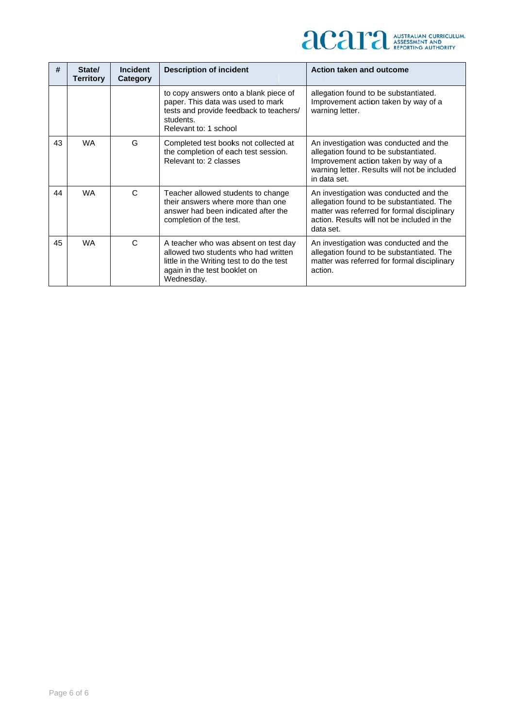| # | State/ Territory | Incident Category | Description of incident | Action taken and outcome |
|---|---|---|---|---|
| | | | to copy answers onto a blank piece of paper. This data was used to mark tests and provide feedback to teachers/ students. Relevant to: 1 school | allegation found to be substantiated. Improvement action taken by way of a warning letter. |
| 43 | WA | G | Completed test books not collected at the completion of each test session. Relevant to: 2 classes | An investigation was conducted and the allegation found to be substantiated. Improvement action taken by way of a warning letter. Results will not be included in data set. |
| 44 | WA | C | Teacher allowed students to change their answers where more than one answer had been indicated after the completion of the test. | An investigation was conducted and the allegation found to be substantiated. The matter was referred for formal disciplinary action. Results will not be included in the data set. |
| 45 | WA | C | A teacher who was absent on test day allowed two students who had written little in the Writing test to do the test again in the test booklet on Wednesday. | An investigation was conducted and the allegation found to be substantiated. The matter was referred for formal disciplinary action. |